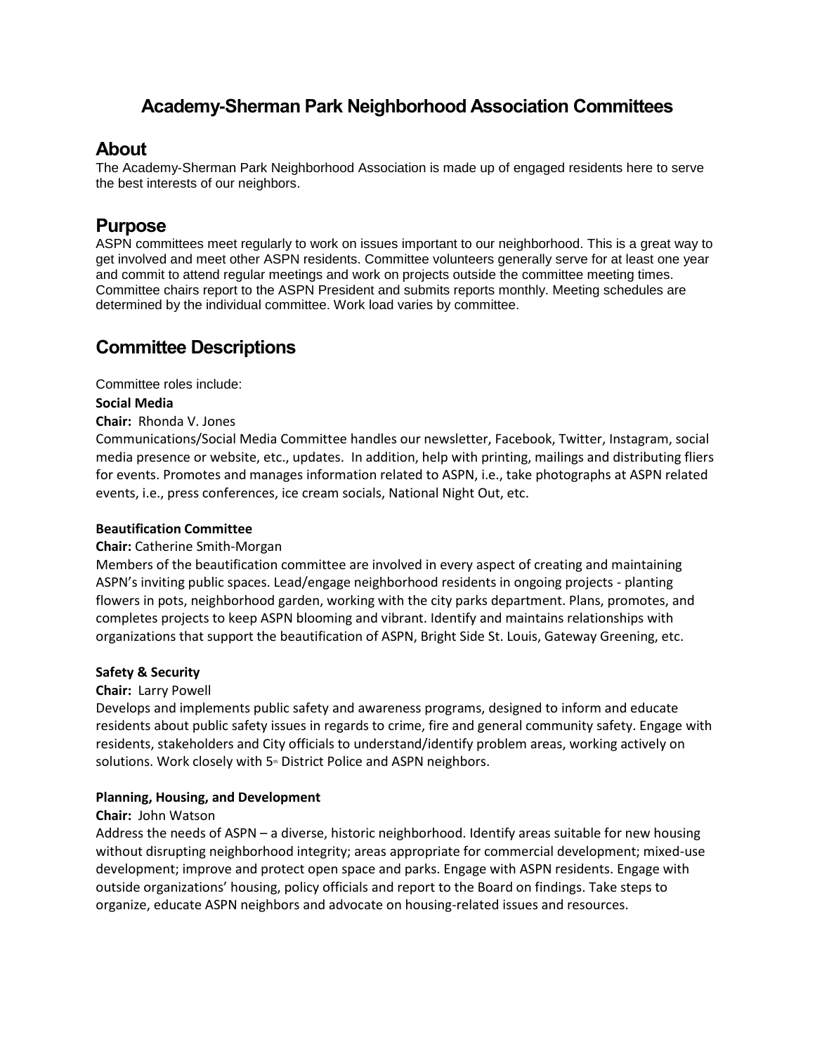# Academy-Sherman Park Neighborhood Association Committees

## About

The Academy-Sherman Park Neighborhood Association is made up of engaged residents here to serve the best interests of our neighbors.

## Purpose

ASPN committees meet regularly to work on issues important to our neighborhood. This is a great way to get involved and meet other ASPN residents. Committee volunteers generally serve for at least one year and commit to attend regular meetings and work on projects outside the committee meeting times. Committee chairs report to the ASPN President and submits reports monthly. Meeting schedules are determined by the individual committee. Work load varies by committee.

## Committee Descriptions

Committee roles include:

**Social Media**

**Chair:** Rhonda V. Jones

Communications/Social Media Committee handles our newsletter, Facebook, Twitter, Instagram, social media presence or website, etc., updates. In addition, help with printing, mailings and distributing fliers for events. Promotes and manages information related to ASPN, i.e., take photographs at ASPN related events, i.e., press conferences, ice cream socials, National Night Out, etc.

**Beautification Committee**

**Chair:** Catherine Smith-Morgan

Members of the beautification committee are involved in every aspect of creating and maintaining ASPN's inviting public spaces. Lead/engage neighborhood residents in ongoing projects - planting flowers in pots, neighborhood garden, working with the city parks department. Plans, promotes, and completes projects to keep ASPN blooming and vibrant. Identify and maintains relationships with organizations that support the beautification of ASPN, Bright Side St. Louis, Gateway Greening, etc.

**Safety & Security**

**Chair:** Larry Powell

Develops and implements public safety and awareness programs, designed to inform and educate residents about public safety issues in regards to crime, fire and general community safety. Engage with residents, stakeholders and City officials to understand/identify problem areas, working actively on solutions. Work closely with 5th District Police and ASPN neighbors.

**Planning, Housing, and Development**

**Chair:** John Watson

Address the needs of ASPN – a diverse, historic neighborhood. Identify areas suitable for new housing without disrupting neighborhood integrity; areas appropriate for commercial development; mixed-use development; improve and protect open space and parks. Engage with ASPN residents. Engage with outside organizations' housing, policy officials and report to the Board on findings. Take steps to organize, educate ASPN neighbors and advocate on housing-related issues and resources.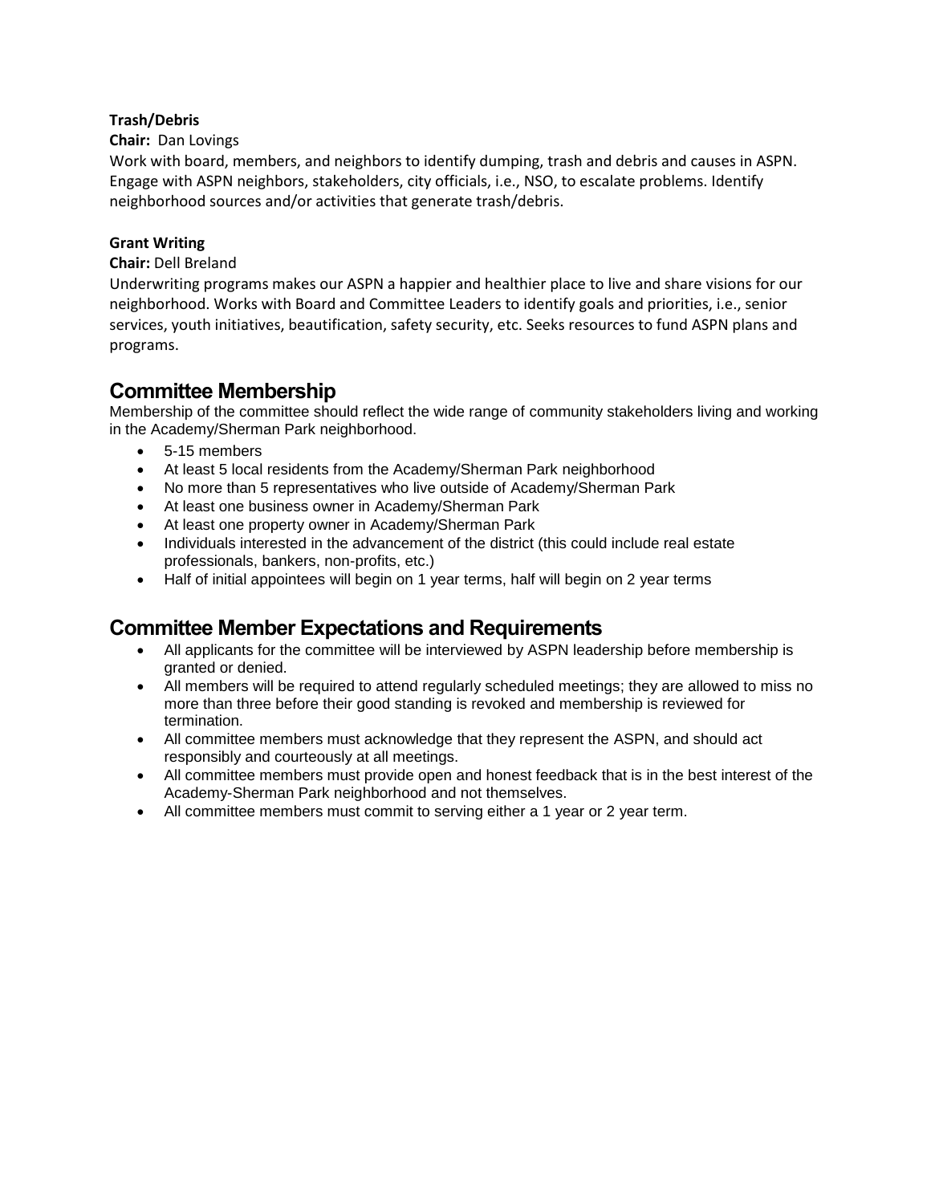**Trash/Debris**

**Chair:** Dan Lovings

Work with board, members, and neighbors to identify dumping, trash and debris and causes in ASPN. Engage with ASPN neighbors, stakeholders, city officials, i.e., NSO, to escalate problems. Identify neighborhood sources and/or activities that generate trash/debris.

**Grant Writing**

**Chair:** Dell Breland

Underwriting programs makes our ASPN a happier and healthier place to live and share visions for our neighborhood. Works with Board and Committee Leaders to identify goals and priorities, i.e., senior services, youth initiatives, beautification, safety security, etc. Seeks resources to fund ASPN plans and programs.

## Committee Membership

Membership of the committee should reflect the wide range of community stakeholders living and working in the Academy/Sherman Park neighborhood.

- 5-15 members
- At least 5 local residents from the Academy/Sherman Park neighborhood
- No more than 5 representatives who live outside of Academy/Sherman Park
- At least one business owner in Academy/Sherman Park
- At least one property owner in Academy/Sherman Park
- Individuals interested in the advancement of the district (this could include real estate professionals, bankers, non-profits, etc.)
- Half of initial appointees will begin on 1 year terms, half will begin on 2 year terms

## Committee Member Expectations and Requirements

- All applicants for the committee will be interviewed by ASPN leadership before membership is granted or denied.
- All members will be required to attend regularly scheduled meetings; they are allowed to miss no more than three before their good standing is revoked and membership is reviewed for termination.
- All committee members must acknowledge that they represent the ASPN, and should act responsibly and courteously at all meetings.
- All committee members must provide open and honest feedback that is in the best interest of the Academy-Sherman Park neighborhood and not themselves.
- All committee members must commit to serving either a 1 year or 2 year term.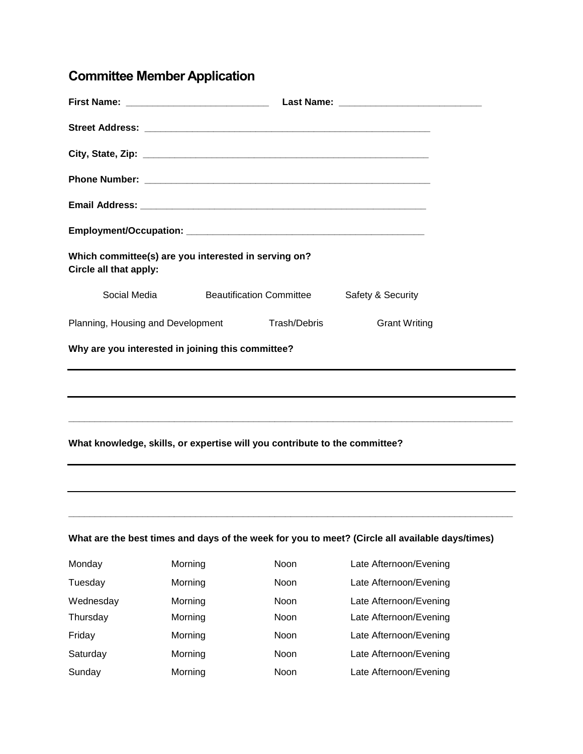## Committee Member Application

**First Name:** ___________________________ **Last Name:** ___________________________

**Street Address:** ______________________________________________________

**City, State, Zip:** ______________________________________________________

**Phone Number:** ______________________________________________________

**Email Address:** ______________________________________________________

**Employment/Occupation:** ____________________________________________

**Which committee(s) are you interested in serving on?**
**Circle all that apply:**

Social Media    Beautification Committee    Safety & Security

Planning, Housing and Development    Trash/Debris    Grant Writing

**Why are you interested in joining this committee?**

_______________________________________________________________________________

_______________________________________________________________________________

_______________________________________________________________________________

**What knowledge, skills, or expertise will you contribute to the committee?**

_______________________________________________________________________________

_______________________________________________________________________________

_______________________________________________________________________________

**What are the best times and days of the week for you to meet? (Circle all available days/times)**

| | | | |
|---|---|---|---|
| Monday | Morning | Noon | Late Afternoon/Evening |
| Tuesday | Morning | Noon | Late Afternoon/Evening |
| Wednesday | Morning | Noon | Late Afternoon/Evening |
| Thursday | Morning | Noon | Late Afternoon/Evening |
| Friday | Morning | Noon | Late Afternoon/Evening |
| Saturday | Morning | Noon | Late Afternoon/Evening |
| Sunday | Morning | Noon | Late Afternoon/Evening |